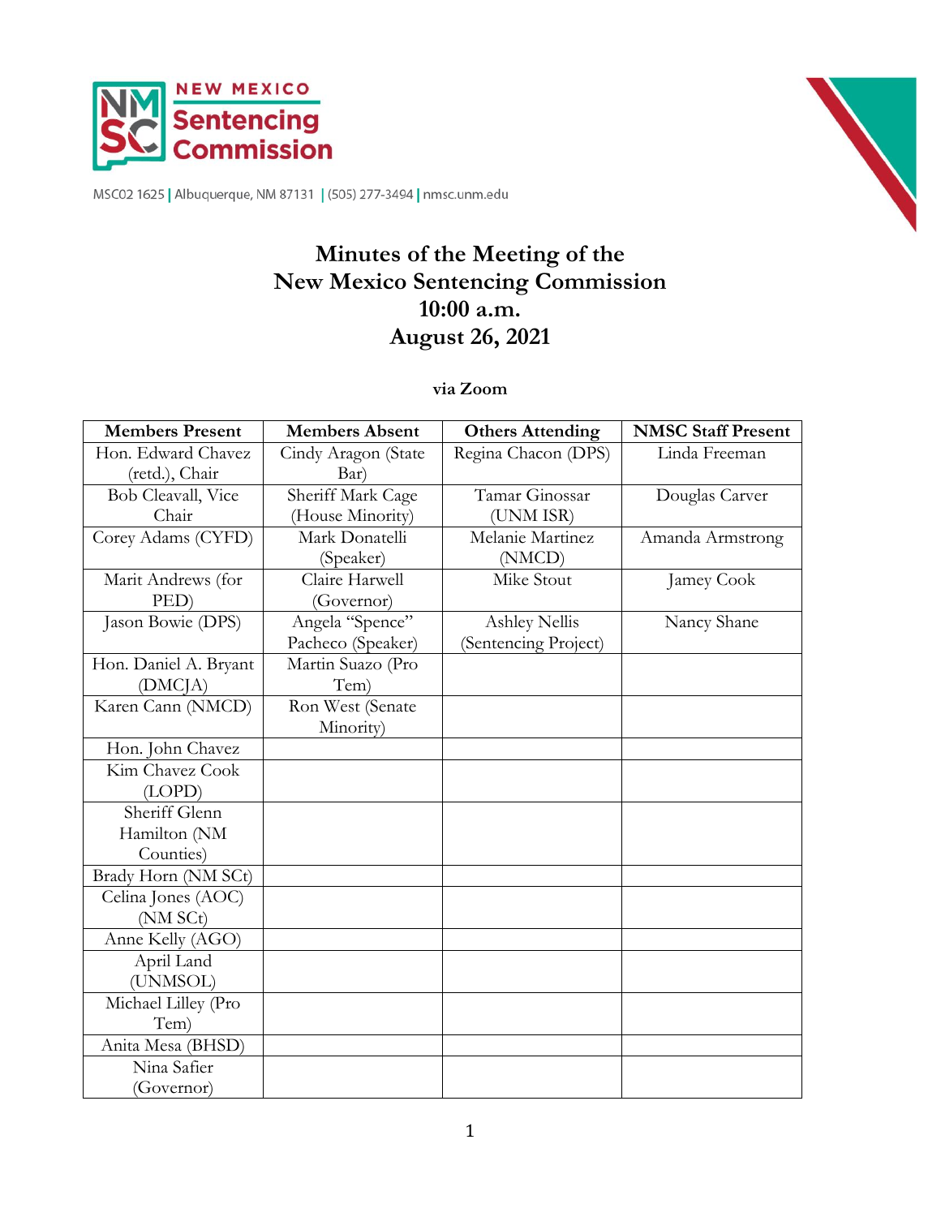NEW MEXICO Sentencing Commission

MSC02 1625 | Albuquerque, NM 87131 | (505) 277-3494 | nmsc.unm.edu

# Minutes of the Meeting of the New Mexico Sentencing Commission 10:00 a.m. August 26, 2021

**via Zoom**

| Members Present | Members Absent | Others Attending | NMSC Staff Present |
|---|---|---|---|
| Hon. Edward Chavez (retd.), Chair | Cindy Aragon (State Bar) | Regina Chacon (DPS) | Linda Freeman |
| Bob Cleavall, Vice Chair | Sheriff Mark Cage (House Minority) | Tamar Ginossar (UNM ISR) | Douglas Carver |
| Corey Adams (CYFD) | Mark Donatelli (Speaker) | Melanie Martinez (NMCD) | Amanda Armstrong |
| Marit Andrews (for PED) | Claire Harwell (Governor) | Mike Stout | Jamey Cook |
| Jason Bowie (DPS) | Angela "Spence" Pacheco (Speaker) | Ashley Nellis (Sentencing Project) | Nancy Shane |
| Hon. Daniel A. Bryant (DMCJA) | Martin Suazo (Pro Tem) | | |
| Karen Cann (NMCD) | Ron West (Senate Minority) | | |
| Hon. John Chavez | | | |
| Kim Chavez Cook (LOPD) | | | |
| Sheriff Glenn Hamilton (NM Counties) | | | |
| Brady Horn (NM SCt) | | | |
| Celina Jones (AOC) (NM SCt) | | | |
| Anne Kelly (AGO) | | | |
| April Land (UNMSOL) | | | |
| Michael Lilley (Pro Tem) | | | |
| Anita Mesa (BHSD) | | | |
| Nina Safier (Governor) | | | |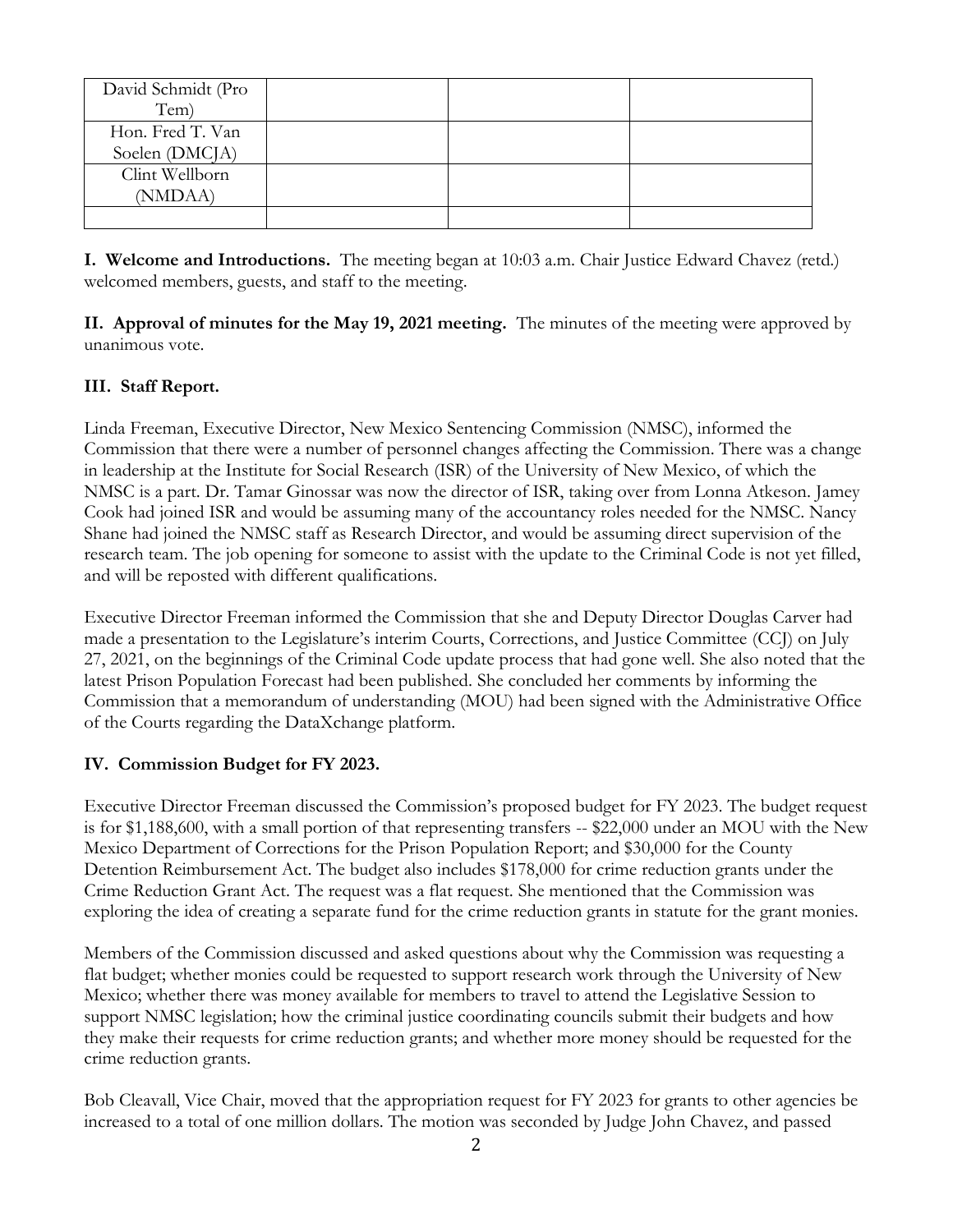| David Schmidt (Pro Tem) | | | |
|---|---|---|---|
| Hon. Fred T. Van Soelen (DMCJA) | | | |
| Clint Wellborn (NMDAA) | | | |
| | | | |

**I. Welcome and Introductions.** The meeting began at 10:03 a.m. Chair Justice Edward Chavez (retd.) welcomed members, guests, and staff to the meeting.

**II. Approval of minutes for the May 19, 2021 meeting.** The minutes of the meeting were approved by unanimous vote.

**III. Staff Report.**

Linda Freeman, Executive Director, New Mexico Sentencing Commission (NMSC), informed the Commission that there were a number of personnel changes affecting the Commission. There was a change in leadership at the Institute for Social Research (ISR) of the University of New Mexico, of which the NMSC is a part. Dr. Tamar Ginossar was now the director of ISR, taking over from Lonna Atkeson. Jamey Cook had joined ISR and would be assuming many of the accountancy roles needed for the NMSC. Nancy Shane had joined the NMSC staff as Research Director, and would be assuming direct supervision of the research team. The job opening for someone to assist with the update to the Criminal Code is not yet filled, and will be reposted with different qualifications.

Executive Director Freeman informed the Commission that she and Deputy Director Douglas Carver had made a presentation to the Legislature's interim Courts, Corrections, and Justice Committee (CCJ) on July 27, 2021, on the beginnings of the Criminal Code update process that had gone well. She also noted that the latest Prison Population Forecast had been published. She concluded her comments by informing the Commission that a memorandum of understanding (MOU) had been signed with the Administrative Office of the Courts regarding the DataXchange platform.

**IV. Commission Budget for FY 2023.**

Executive Director Freeman discussed the Commission's proposed budget for FY 2023. The budget request is for $1,188,600, with a small portion of that representing transfers -- $22,000 under an MOU with the New Mexico Department of Corrections for the Prison Population Report; and $30,000 for the County Detention Reimbursement Act. The budget also includes $178,000 for crime reduction grants under the Crime Reduction Grant Act. The request was a flat request. She mentioned that the Commission was exploring the idea of creating a separate fund for the crime reduction grants in statute for the grant monies.

Members of the Commission discussed and asked questions about why the Commission was requesting a flat budget; whether monies could be requested to support research work through the University of New Mexico; whether there was money available for members to travel to attend the Legislative Session to support NMSC legislation; how the criminal justice coordinating councils submit their budgets and how they make their requests for crime reduction grants; and whether more money should be requested for the crime reduction grants.

Bob Cleavall, Vice Chair, moved that the appropriation request for FY 2023 for grants to other agencies be increased to a total of one million dollars. The motion was seconded by Judge John Chavez, and passed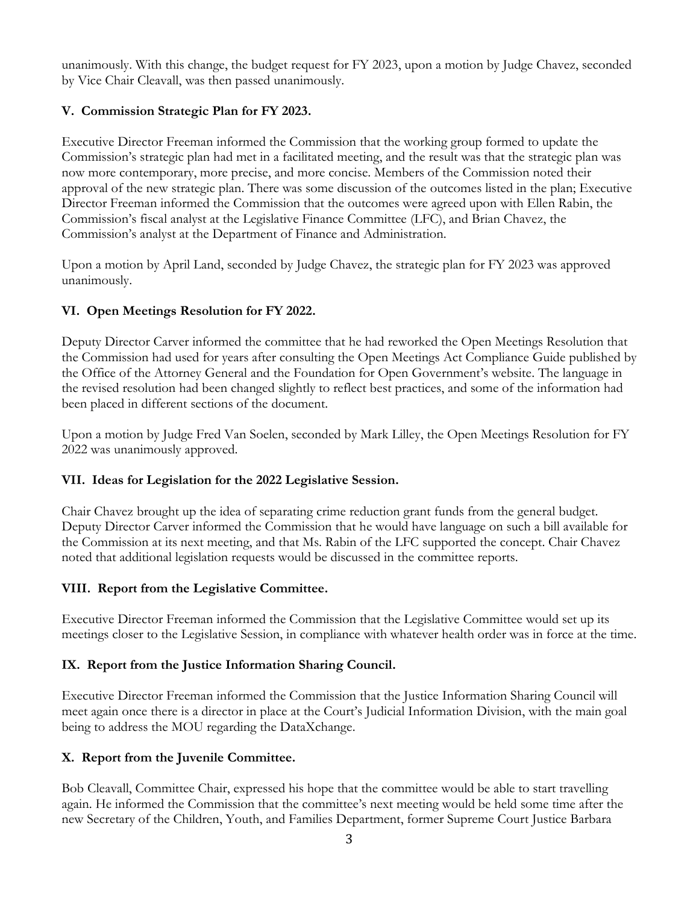unanimously. With this change, the budget request for FY 2023, upon a motion by Judge Chavez, seconded by Vice Chair Cleavall, was then passed unanimously.

### V. Commission Strategic Plan for FY 2023.

Executive Director Freeman informed the Commission that the working group formed to update the Commission's strategic plan had met in a facilitated meeting, and the result was that the strategic plan was now more contemporary, more precise, and more concise. Members of the Commission noted their approval of the new strategic plan. There was some discussion of the outcomes listed in the plan; Executive Director Freeman informed the Commission that the outcomes were agreed upon with Ellen Rabin, the Commission's fiscal analyst at the Legislative Finance Committee (LFC), and Brian Chavez, the Commission's analyst at the Department of Finance and Administration.

Upon a motion by April Land, seconded by Judge Chavez, the strategic plan for FY 2023 was approved unanimously.

### VI. Open Meetings Resolution for FY 2022.

Deputy Director Carver informed the committee that he had reworked the Open Meetings Resolution that the Commission had used for years after consulting the Open Meetings Act Compliance Guide published by the Office of the Attorney General and the Foundation for Open Government's website. The language in the revised resolution had been changed slightly to reflect best practices, and some of the information had been placed in different sections of the document.

Upon a motion by Judge Fred Van Soelen, seconded by Mark Lilley, the Open Meetings Resolution for FY 2022 was unanimously approved.

### VII. Ideas for Legislation for the 2022 Legislative Session.

Chair Chavez brought up the idea of separating crime reduction grant funds from the general budget. Deputy Director Carver informed the Commission that he would have language on such a bill available for the Commission at its next meeting, and that Ms. Rabin of the LFC supported the concept. Chair Chavez noted that additional legislation requests would be discussed in the committee reports.

### VIII. Report from the Legislative Committee.

Executive Director Freeman informed the Commission that the Legislative Committee would set up its meetings closer to the Legislative Session, in compliance with whatever health order was in force at the time.

### IX. Report from the Justice Information Sharing Council.

Executive Director Freeman informed the Commission that the Justice Information Sharing Council will meet again once there is a director in place at the Court's Judicial Information Division, with the main goal being to address the MOU regarding the DataXchange.

### X. Report from the Juvenile Committee.

Bob Cleavall, Committee Chair, expressed his hope that the committee would be able to start travelling again. He informed the Commission that the committee's next meeting would be held some time after the new Secretary of the Children, Youth, and Families Department, former Supreme Court Justice Barbara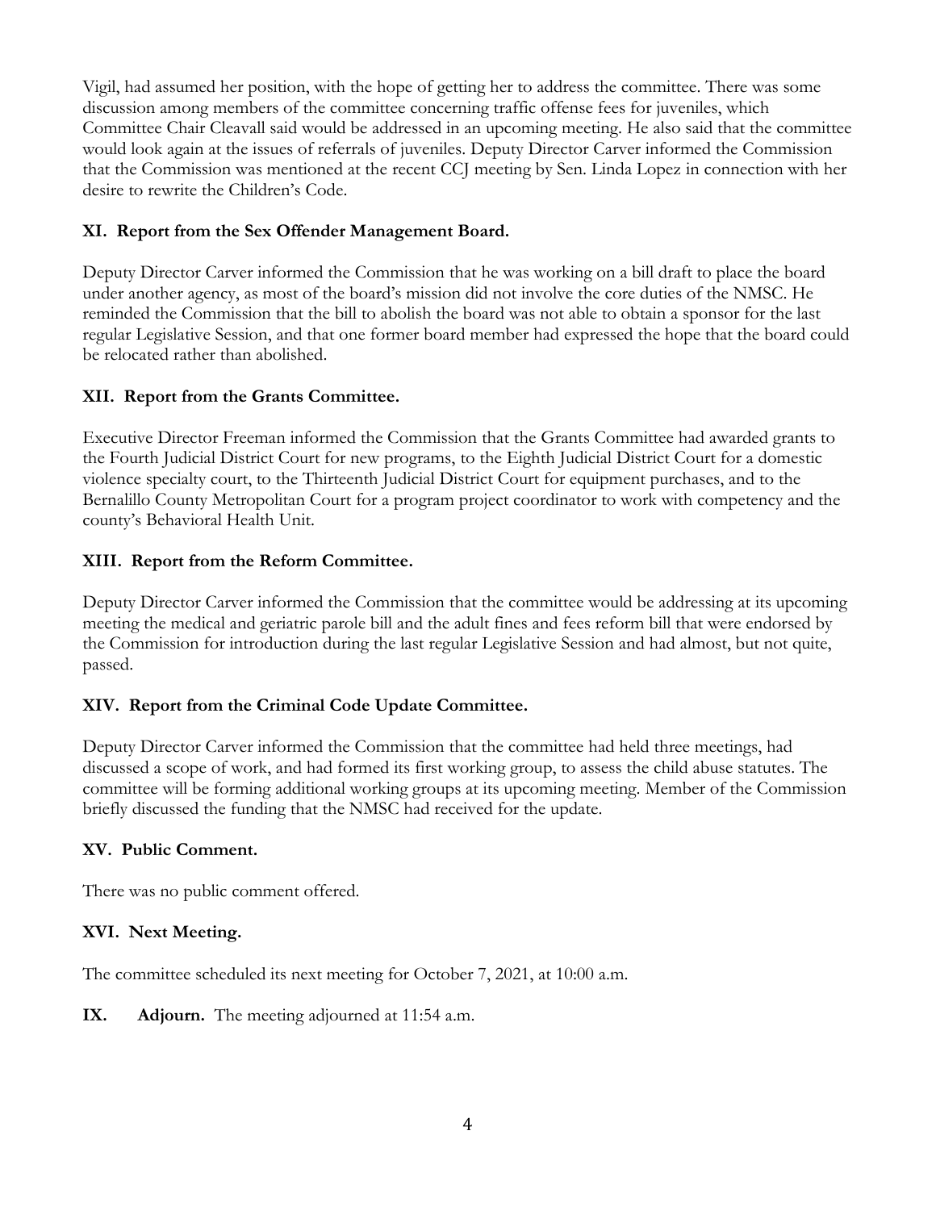Vigil, had assumed her position, with the hope of getting her to address the committee. There was some discussion among members of the committee concerning traffic offense fees for juveniles, which Committee Chair Cleavall said would be addressed in an upcoming meeting. He also said that the committee would look again at the issues of referrals of juveniles. Deputy Director Carver informed the Commission that the Commission was mentioned at the recent CCJ meeting by Sen. Linda Lopez in connection with her desire to rewrite the Children's Code.

### XI. Report from the Sex Offender Management Board.

Deputy Director Carver informed the Commission that he was working on a bill draft to place the board under another agency, as most of the board's mission did not involve the core duties of the NMSC. He reminded the Commission that the bill to abolish the board was not able to obtain a sponsor for the last regular Legislative Session, and that one former board member had expressed the hope that the board could be relocated rather than abolished.

### XII. Report from the Grants Committee.

Executive Director Freeman informed the Commission that the Grants Committee had awarded grants to the Fourth Judicial District Court for new programs, to the Eighth Judicial District Court for a domestic violence specialty court, to the Thirteenth Judicial District Court for equipment purchases, and to the Bernalillo County Metropolitan Court for a program project coordinator to work with competency and the county's Behavioral Health Unit.

### XIII. Report from the Reform Committee.

Deputy Director Carver informed the Commission that the committee would be addressing at its upcoming meeting the medical and geriatric parole bill and the adult fines and fees reform bill that were endorsed by the Commission for introduction during the last regular Legislative Session and had almost, but not quite, passed.

### XIV. Report from the Criminal Code Update Committee.

Deputy Director Carver informed the Commission that the committee had held three meetings, had discussed a scope of work, and had formed its first working group, to assess the child abuse statutes. The committee will be forming additional working groups at its upcoming meeting. Member of the Commission briefly discussed the funding that the NMSC had received for the update.

### XV. Public Comment.

There was no public comment offered.

### XVI. Next Meeting.

The committee scheduled its next meeting for October 7, 2021, at 10:00 a.m.

**IX. Adjourn.** The meeting adjourned at 11:54 a.m.